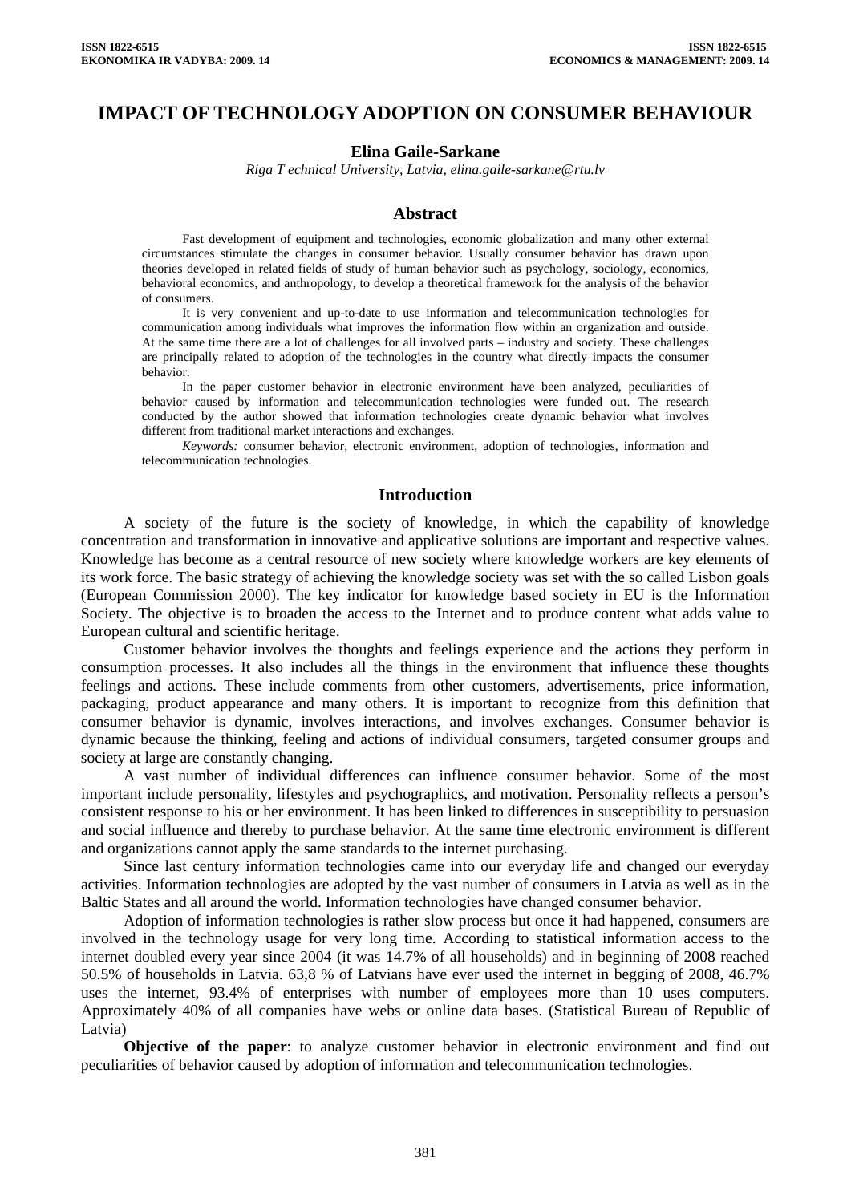# IMPACT OF TECHNOLOGY ADOPTION ON CONSUMER BEHAVIOUR

**Elina Gaile-Sarkane**

*Riga T echnical University, Latvia, elina.gaile-sarkane@rtu.lv*

## Abstract

Fast development of equipment and technologies, economic globalization and many other external circumstances stimulate the changes in consumer behavior. Usually consumer behavior has drawn upon theories developed in related fields of study of human behavior such as psychology, sociology, economics, behavioral economics, and anthropology, to develop a theoretical framework for the analysis of the behavior of consumers.

It is very convenient and up-to-date to use information and telecommunication technologies for communication among individuals what improves the information flow within an organization and outside. At the same time there are a lot of challenges for all involved parts – industry and society. These challenges are principally related to adoption of the technologies in the country what directly impacts the consumer behavior.

In the paper customer behavior in electronic environment have been analyzed, peculiarities of behavior caused by information and telecommunication technologies were funded out. The research conducted by the author showed that information technologies create dynamic behavior what involves different from traditional market interactions and exchanges.

*Keywords:* consumer behavior, electronic environment, adoption of technologies, information and telecommunication technologies.

## Introduction

A society of the future is the society of knowledge, in which the capability of knowledge concentration and transformation in innovative and applicative solutions are important and respective values. Knowledge has become as a central resource of new society where knowledge workers are key elements of its work force. The basic strategy of achieving the knowledge society was set with the so called Lisbon goals (European Commission 2000). The key indicator for knowledge based society in EU is the Information Society. The objective is to broaden the access to the Internet and to produce content what adds value to European cultural and scientific heritage.

Customer behavior involves the thoughts and feelings experience and the actions they perform in consumption processes. It also includes all the things in the environment that influence these thoughts feelings and actions. These include comments from other customers, advertisements, price information, packaging, product appearance and many others. It is important to recognize from this definition that consumer behavior is dynamic, involves interactions, and involves exchanges. Consumer behavior is dynamic because the thinking, feeling and actions of individual consumers, targeted consumer groups and society at large are constantly changing.

A vast number of individual differences can influence consumer behavior. Some of the most important include personality, lifestyles and psychographics, and motivation. Personality reflects a person's consistent response to his or her environment. It has been linked to differences in susceptibility to persuasion and social influence and thereby to purchase behavior. At the same time electronic environment is different and organizations cannot apply the same standards to the internet purchasing.

Since last century information technologies came into our everyday life and changed our everyday activities. Information technologies are adopted by the vast number of consumers in Latvia as well as in the Baltic States and all around the world. Information technologies have changed consumer behavior.

Adoption of information technologies is rather slow process but once it had happened, consumers are involved in the technology usage for very long time. According to statistical information access to the internet doubled every year since 2004 (it was 14.7% of all households) and in beginning of 2008 reached 50.5% of households in Latvia. 63,8 % of Latvians have ever used the internet in begging of 2008, 46.7% uses the internet, 93.4% of enterprises with number of employees more than 10 uses computers. Approximately 40% of all companies have webs or online data bases. (Statistical Bureau of Republic of Latvia)

**Objective of the paper**: to analyze customer behavior in electronic environment and find out peculiarities of behavior caused by adoption of information and telecommunication technologies.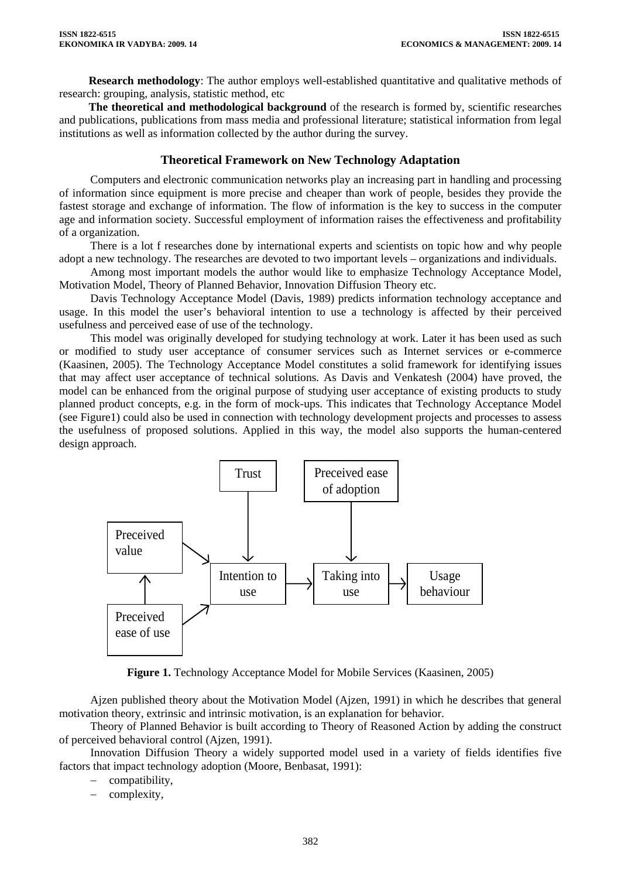**Research methodology**: The author employs well-established quantitative and qualitative methods of research: grouping, analysis, statistic method, etc

**The theoretical and methodological background** of the research is formed by, scientific researches and publications, publications from mass media and professional literature; statistical information from legal institutions as well as information collected by the author during the survey.

## Theoretical Framework on New Technology Adaptation

Computers and electronic communication networks play an increasing part in handling and processing of information since equipment is more precise and cheaper than work of people, besides they provide the fastest storage and exchange of information. The flow of information is the key to success in the computer age and information society. Successful employment of information raises the effectiveness and profitability of a organization.

There is a lot f researches done by international experts and scientists on topic how and why people adopt a new technology. The researches are devoted to two important levels – organizations and individuals.

Among most important models the author would like to emphasize Technology Acceptance Model, Motivation Model, Theory of Planned Behavior, Innovation Diffusion Theory etc.

Davis Technology Acceptance Model (Davis, 1989) predicts information technology acceptance and usage. In this model the user's behavioral intention to use a technology is affected by their perceived usefulness and perceived ease of use of the technology.

This model was originally developed for studying technology at work. Later it has been used as such or modified to study user acceptance of consumer services such as Internet services or e-commerce (Kaasinen, 2005). The Technology Acceptance Model constitutes a solid framework for identifying issues that may affect user acceptance of technical solutions. As Davis and Venkatesh (2004) have proved, the model can be enhanced from the original purpose of studying user acceptance of existing products to study planned product concepts, e.g. in the form of mock-ups. This indicates that Technology Acceptance Model (see Figure1) could also be used in connection with technology development projects and processes to assess the usefulness of proposed solutions. Applied in this way, the model also supports the human-centered design approach.

Trust | Preceived ease of adoption | Preceived value | Intention to use | Taking into use | Usage behaviour | Preceived ease of use

**Figure 1.** Technology Acceptance Model for Mobile Services (Kaasinen, 2005)

Ajzen published theory about the Motivation Model (Ajzen, 1991) in which he describes that general motivation theory, extrinsic and intrinsic motivation, is an explanation for behavior.

Theory of Planned Behavior is built according to Theory of Reasoned Action by adding the construct of perceived behavioral control (Ajzen, 1991).

Innovation Diffusion Theory a widely supported model used in a variety of fields identifies five factors that impact technology adoption (Moore, Benbasat, 1991):

- compatibility,
- complexity,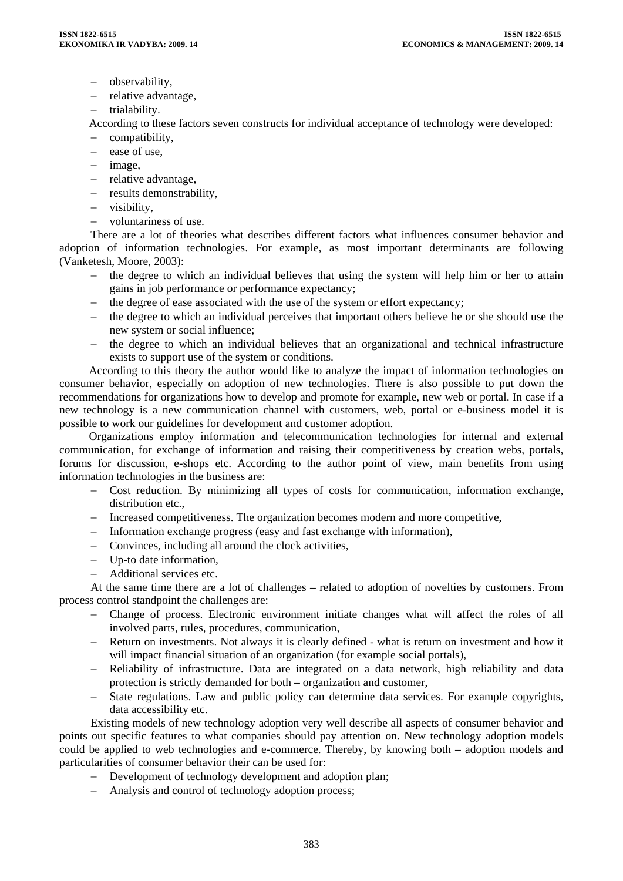- observability,
- relative advantage,
- trialability.

According to these factors seven constructs for individual acceptance of technology were developed:

- compatibility,
- ease of use,
- image,
- relative advantage,
- results demonstrability,
- visibility,
- voluntariness of use.

There are a lot of theories what describes different factors what influences consumer behavior and adoption of information technologies. For example, as most important determinants are following (Vanketesh, Moore, 2003):

- the degree to which an individual believes that using the system will help him or her to attain gains in job performance or performance expectancy;
- the degree of ease associated with the use of the system or effort expectancy;
- the degree to which an individual perceives that important others believe he or she should use the new system or social influence;
- the degree to which an individual believes that an organizational and technical infrastructure exists to support use of the system or conditions.

According to this theory the author would like to analyze the impact of information technologies on consumer behavior, especially on adoption of new technologies. There is also possible to put down the recommendations for organizations how to develop and promote for example, new web or portal. In case if a new technology is a new communication channel with customers, web, portal or e-business model it is possible to work our guidelines for development and customer adoption.

Organizations employ information and telecommunication technologies for internal and external communication, for exchange of information and raising their competitiveness by creation webs, portals, forums for discussion, e-shops etc. According to the author point of view, main benefits from using information technologies in the business are:

- Cost reduction. By minimizing all types of costs for communication, information exchange, distribution etc.,
- Increased competitiveness. The organization becomes modern and more competitive,
- Information exchange progress (easy and fast exchange with information),
- Convinces, including all around the clock activities,
- Up-to date information,
- Additional services etc.

At the same time there are a lot of challenges – related to adoption of novelties by customers. From process control standpoint the challenges are:

- Change of process. Electronic environment initiate changes what will affect the roles of all involved parts, rules, procedures, communication,
- Return on investments. Not always it is clearly defined - what is return on investment and how it will impact financial situation of an organization (for example social portals),
- Reliability of infrastructure. Data are integrated on a data network, high reliability and data protection is strictly demanded for both – organization and customer,
- State regulations. Law and public policy can determine data services. For example copyrights, data accessibility etc.

Existing models of new technology adoption very well describe all aspects of consumer behavior and points out specific features to what companies should pay attention on. New technology adoption models could be applied to web technologies and e-commerce. Thereby, by knowing both – adoption models and particularities of consumer behavior their can be used for:

- Development of technology development and adoption plan;
- Analysis and control of technology adoption process;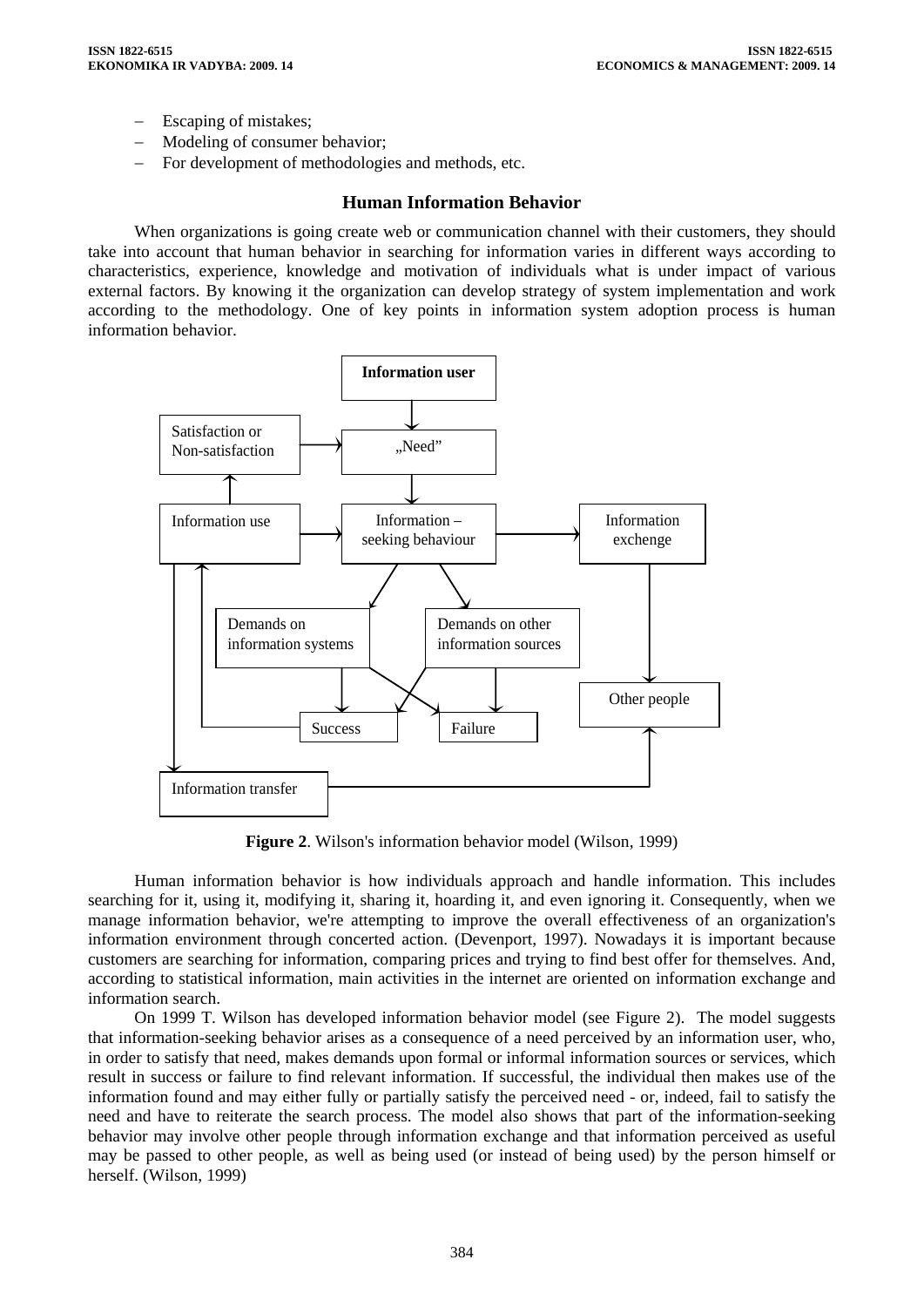- Escaping of mistakes;
- Modeling of consumer behavior;
- For development of methodologies and methods, etc.

## Human Information Behavior

When organizations is going create web or communication channel with their customers, they should take into account that human behavior in searching for information varies in different ways according to characteristics, experience, knowledge and motivation of individuals what is under impact of various external factors. By knowing it the organization can develop strategy of system implementation and work according to the methodology. One of key points in information system adoption process is human information behavior.

**Figure 2**. Wilson's information behavior model (Wilson, 1999)

Human information behavior is how individuals approach and handle information. This includes searching for it, using it, modifying it, sharing it, hoarding it, and even ignoring it. Consequently, when we manage information behavior, we're attempting to improve the overall effectiveness of an organization's information environment through concerted action. (Devenport, 1997). Nowadays it is important because customers are searching for information, comparing prices and trying to find best offer for themselves. And, according to statistical information, main activities in the internet are oriented on information exchange and information search.

On 1999 T. Wilson has developed information behavior model (see Figure 2). The model suggests that information-seeking behavior arises as a consequence of a need perceived by an information user, who, in order to satisfy that need, makes demands upon formal or informal information sources or services, which result in success or failure to find relevant information. If successful, the individual then makes use of the information found and may either fully or partially satisfy the perceived need - or, indeed, fail to satisfy the need and have to reiterate the search process. The model also shows that part of the information-seeking behavior may involve other people through information exchange and that information perceived as useful may be passed to other people, as well as being used (or instead of being used) by the person himself or herself. (Wilson, 1999)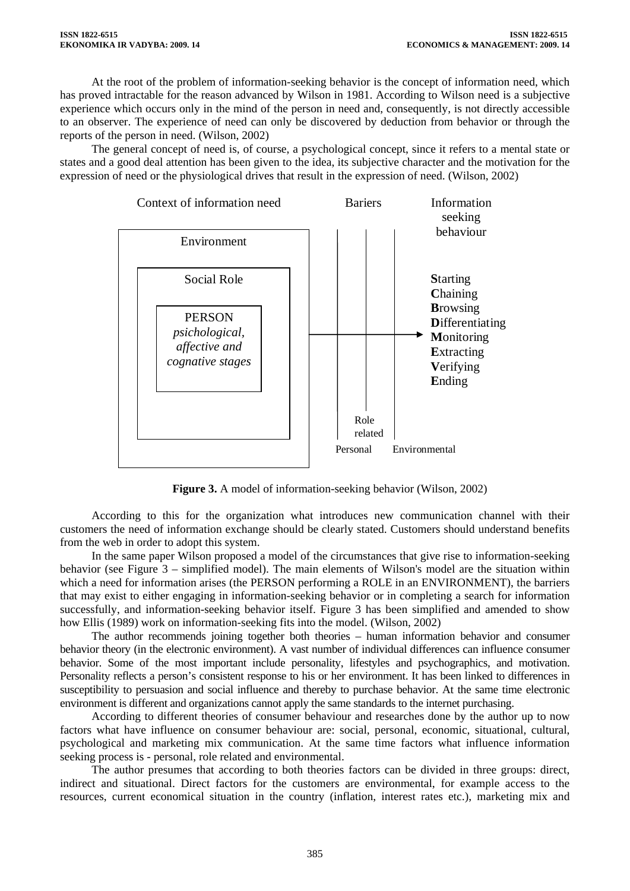At the root of the problem of information-seeking behavior is the concept of information need, which has proved intractable for the reason advanced by Wilson in 1981. According to Wilson need is a subjective experience which occurs only in the mind of the person in need and, consequently, is not directly accessible to an observer. The experience of need can only be discovered by deduction from behavior or through the reports of the person in need. (Wilson, 2002)

The general concept of need is, of course, a psychological concept, since it refers to a mental state or states and a good deal attention has been given to the idea, its subjective character and the motivation for the expression of need or the physiological drives that result in the expression of need. (Wilson, 2002)

Context of information need | Bariers | Information seeking behaviour

Environment

Social Role

PERSON
*psichological, affective and cognative stages*

Role related

Personal    Environmental

**S**tarting
**C**haining
**B**rowsing
**D**ifferentiating
**M**onitoring
**E**xtracting
**V**erifying
**E**nding

**Figure 3.** A model of information-seeking behavior (Wilson, 2002)

According to this for the organization what introduces new communication channel with their customers the need of information exchange should be clearly stated. Customers should understand benefits from the web in order to adopt this system.

In the same paper Wilson proposed a model of the circumstances that give rise to information-seeking behavior (see Figure 3 – simplified model). The main elements of Wilson's model are the situation within which a need for information arises (the PERSON performing a ROLE in an ENVIRONMENT), the barriers that may exist to either engaging in information-seeking behavior or in completing a search for information successfully, and information-seeking behavior itself. Figure 3 has been simplified and amended to show how Ellis (1989) work on information-seeking fits into the model. (Wilson, 2002)

The author recommends joining together both theories – human information behavior and consumer behavior theory (in the electronic environment). A vast number of individual differences can influence consumer behavior. Some of the most important include personality, lifestyles and psychographics, and motivation. Personality reflects a person's consistent response to his or her environment. It has been linked to differences in susceptibility to persuasion and social influence and thereby to purchase behavior. At the same time electronic environment is different and organizations cannot apply the same standards to the internet purchasing.

According to different theories of consumer behaviour and researches done by the author up to now factors what have influence on consumer behaviour are: social, personal, economic, situational, cultural, psychological and marketing mix communication. At the same time factors what influence information seeking process is - personal, role related and environmental.

The author presumes that according to both theories factors can be divided in three groups: direct, indirect and situational. Direct factors for the customers are environmental, for example access to the resources, current economical situation in the country (inflation, interest rates etc.), marketing mix and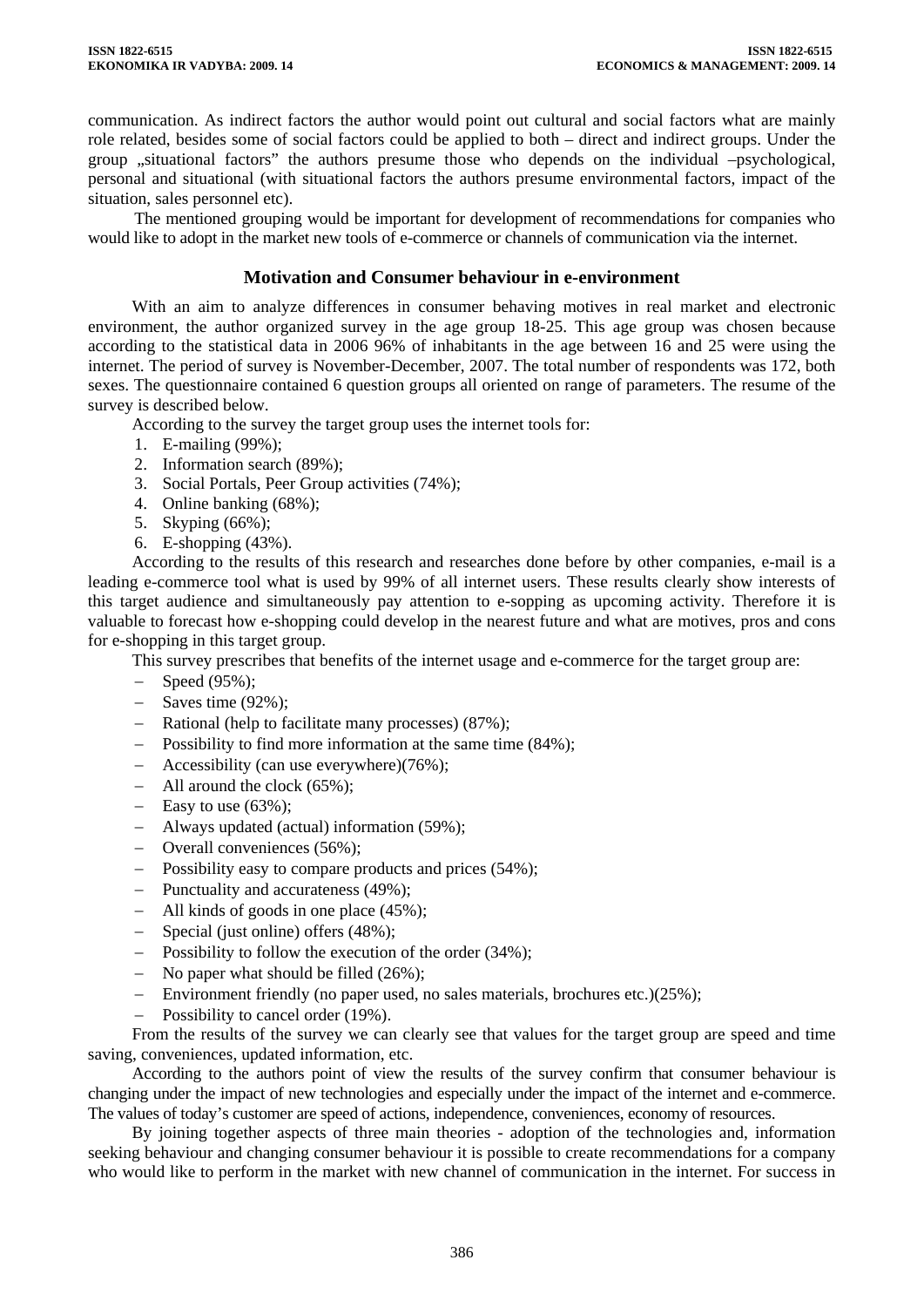communication. As indirect factors the author would point out cultural and social factors what are mainly role related, besides some of social factors could be applied to both – direct and indirect groups. Under the group „situational factors" the authors presume those who depends on the individual –psychological, personal and situational (with situational factors the authors presume environmental factors, impact of the situation, sales personnel etc).

The mentioned grouping would be important for development of recommendations for companies who would like to adopt in the market new tools of e-commerce or channels of communication via the internet.

## Motivation and Consumer behaviour in e-environment

With an aim to analyze differences in consumer behaving motives in real market and electronic environment, the author organized survey in the age group 18-25. This age group was chosen because according to the statistical data in 2006 96% of inhabitants in the age between 16 and 25 were using the internet. The period of survey is November-December, 2007. The total number of respondents was 172, both sexes. The questionnaire contained 6 question groups all oriented on range of parameters. The resume of the survey is described below.

According to the survey the target group uses the internet tools for:

1. E-mailing (99%);
2. Information search (89%);
3. Social Portals, Peer Group activities (74%);
4. Online banking (68%);
5. Skyping (66%);
6. E-shopping (43%).

According to the results of this research and researches done before by other companies, e-mail is a leading e-commerce tool what is used by 99% of all internet users. These results clearly show interests of this target audience and simultaneously pay attention to e-sopping as upcoming activity. Therefore it is valuable to forecast how e-shopping could develop in the nearest future and what are motives, pros and cons for e-shopping in this target group.

This survey prescribes that benefits of the internet usage and e-commerce for the target group are:

- Speed (95%);
- Saves time (92%);
- Rational (help to facilitate many processes) (87%);
- Possibility to find more information at the same time (84%);
- Accessibility (can use everywhere)(76%);
- All around the clock (65%);
- Easy to use (63%);
- Always updated (actual) information (59%);
- Overall conveniences (56%);
- Possibility easy to compare products and prices (54%);
- Punctuality and accurateness (49%);
- All kinds of goods in one place (45%);
- Special (just online) offers (48%);
- Possibility to follow the execution of the order (34%);
- No paper what should be filled (26%);
- Environment friendly (no paper used, no sales materials, brochures etc.)(25%);
- Possibility to cancel order (19%).

From the results of the survey we can clearly see that values for the target group are speed and time saving, conveniences, updated information, etc.

According to the authors point of view the results of the survey confirm that consumer behaviour is changing under the impact of new technologies and especially under the impact of the internet and e-commerce. The values of today's customer are speed of actions, independence, conveniences, economy of resources.

By joining together aspects of three main theories - adoption of the technologies and, information seeking behaviour and changing consumer behaviour it is possible to create recommendations for a company who would like to perform in the market with new channel of communication in the internet. For success in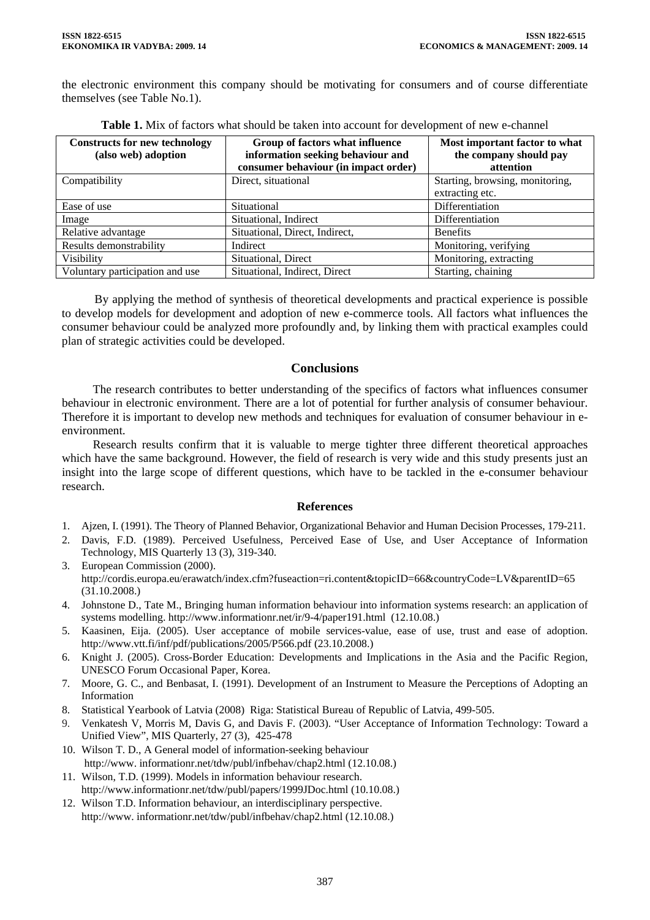the electronic environment this company should be motivating for consumers and of course differentiate themselves (see Table No.1).

**Table 1.** Mix of factors what should be taken into account for development of new e-channel

| Constructs for new technology (also web) adoption | Group of factors what influence information seeking behaviour and consumer behaviour (in impact order) | Most important factor to what the company should pay attention |
|---|---|---|
| Compatibility | Direct, situational | Starting, browsing, monitoring, extracting etc. |
| Ease of use | Situational | Differentiation |
| Image | Situational, Indirect | Differentiation |
| Relative advantage | Situational, Direct, Indirect, | Benefits |
| Results demonstrability | Indirect | Monitoring, verifying |
| Visibility | Situational, Direct | Monitoring, extracting |
| Voluntary participation and use | Situational, Indirect, Direct | Starting, chaining |

By applying the method of synthesis of theoretical developments and practical experience is possible to develop models for development and adoption of new e-commerce tools. All factors what influences the consumer behaviour could be analyzed more profoundly and, by linking them with practical examples could plan of strategic activities could be developed.

## Conclusions

The research contributes to better understanding of the specifics of factors what influences consumer behaviour in electronic environment. There are a lot of potential for further analysis of consumer behaviour. Therefore it is important to develop new methods and techniques for evaluation of consumer behaviour in e-environment.

Research results confirm that it is valuable to merge tighter three different theoretical approaches which have the same background. However, the field of research is very wide and this study presents just an insight into the large scope of different questions, which have to be tackled in the e-consumer behaviour research.

### References

1. Ajzen, I. (1991). The Theory of Planned Behavior, Organizational Behavior and Human Decision Processes, 179-211.
2. Davis, F.D. (1989). Perceived Usefulness, Perceived Ease of Use, and User Acceptance of Information Technology, MIS Quarterly 13 (3), 319-340.
3. European Commission (2000). http://cordis.europa.eu/erawatch/index.cfm?fuseaction=ri.content&topicID=66&countryCode=LV&parentID=65 (31.10.2008.)
4. Johnstone D., Tate M., Bringing human information behaviour into information systems research: an application of systems modelling. http://www.informationr.net/ir/9-4/paper191.html (12.10.08.)
5. Kaasinen, Eija. (2005). User acceptance of mobile services-value, ease of use, trust and ease of adoption. http://www.vtt.fi/inf/pdf/publications/2005/P566.pdf (23.10.2008.)
6. Knight J. (2005). Cross-Border Education: Developments and Implications in the Asia and the Pacific Region, UNESCO Forum Occasional Paper, Korea.
7. Moore, G. C., and Benbasat, I. (1991). Development of an Instrument to Measure the Perceptions of Adopting an Information
8. Statistical Yearbook of Latvia (2008) Riga: Statistical Bureau of Republic of Latvia, 499-505.
9. Venkatesh V, Morris M, Davis G, and Davis F. (2003). "User Acceptance of Information Technology: Toward a Unified View", MIS Quarterly, 27 (3), 425-478
10. Wilson T. D., A General model of information-seeking behaviour http://www. informationr.net/tdw/publ/infbehav/chap2.html (12.10.08.)
11. Wilson, T.D. (1999). Models in information behaviour research. http://www.informationr.net/tdw/publ/papers/1999JDoc.html (10.10.08.)
12. Wilson T.D. Information behaviour, an interdisciplinary perspective. http://www. informationr.net/tdw/publ/infbehav/chap2.html (12.10.08.)